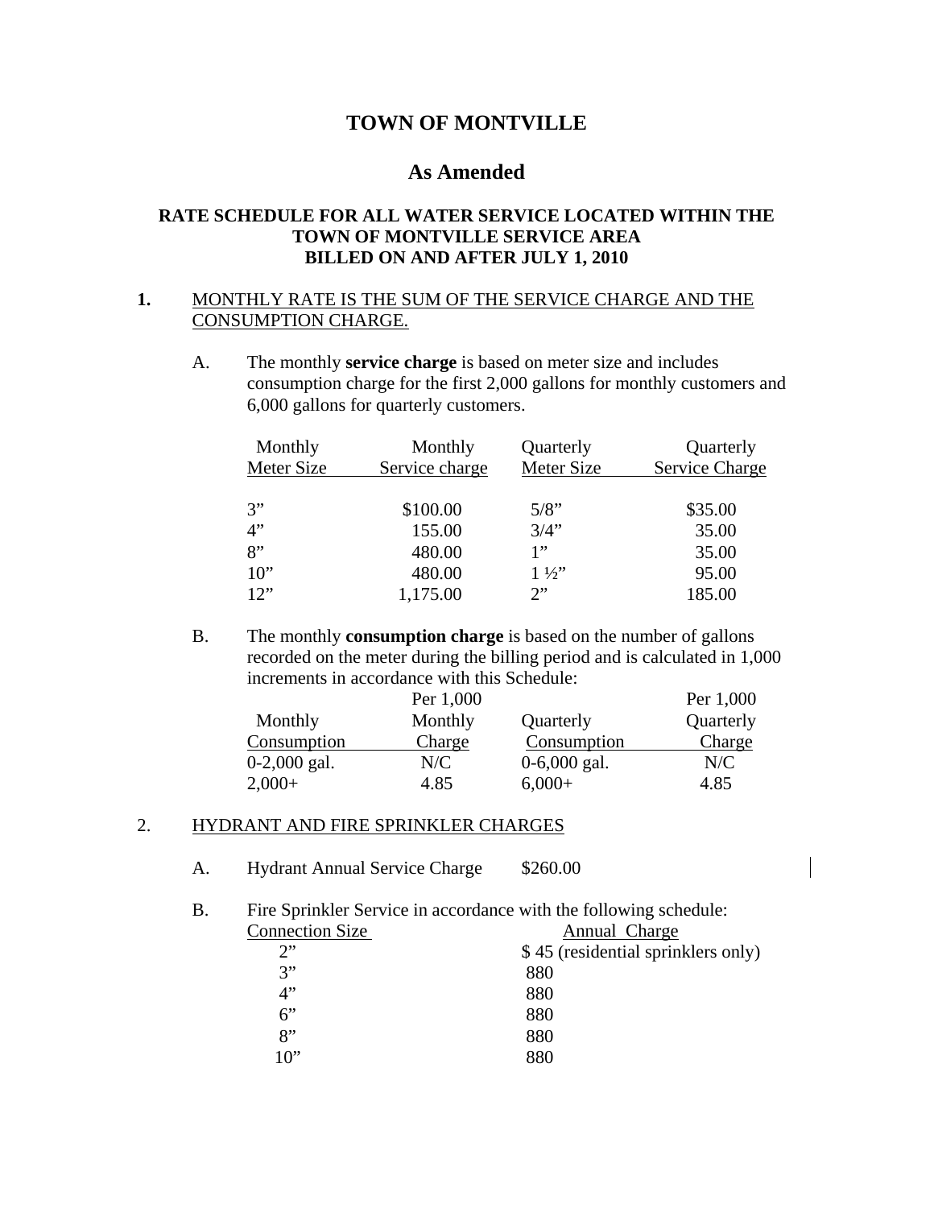# TOWN OF MONTVILLE

## As Amended

### RATE SCHEDULE FOR ALL WATER SERVICE LOCATED WITHIN THE TOWN OF MONTVILLE SERVICE AREA BILLED ON AND AFTER JULY 1, 2010

**1.** MONTHLY RATE IS THE SUM OF THE SERVICE CHARGE AND THE CONSUMPTION CHARGE.

A. The monthly **service charge** is based on meter size and includes consumption charge for the first 2,000 gallons for monthly customers and 6,000 gallons for quarterly customers.

| Monthly Meter Size | Monthly Service charge | Quarterly Meter Size | Quarterly Service Charge |
|---|---|---|---|
| 3” | $100.00 | 5/8” | $35.00 |
| 4” | 155.00 | 3/4” | 35.00 |
| 8” | 480.00 | 1” | 35.00 |
| 10” | 480.00 | 1 ½” | 95.00 |
| 12” | 1,175.00 | 2” | 185.00 |

B. The monthly **consumption charge** is based on the number of gallons recorded on the meter during the billing period and is calculated in 1,000 increments in accordance with this Schedule:

| Monthly Consumption | Per 1,000 Monthly Charge | Quarterly Consumption | Per 1,000 Quarterly Charge |
|---|---|---|---|
| 0-2,000 gal. | N/C | 0-6,000 gal. | N/C |
| 2,000+ | 4.85 | 6,000+ | 4.85 |

2. HYDRANT AND FIRE SPRINKLER CHARGES

A. Hydrant Annual Service Charge $260.00

B. Fire Sprinkler Service in accordance with the following schedule:

| Connection Size | Annual Charge |
|---|---|
| 2” | $ 45 (residential sprinklers only) |
| 3” | 880 |
| 4” | 880 |
| 6” | 880 |
| 8” | 880 |
| 10” | 880 |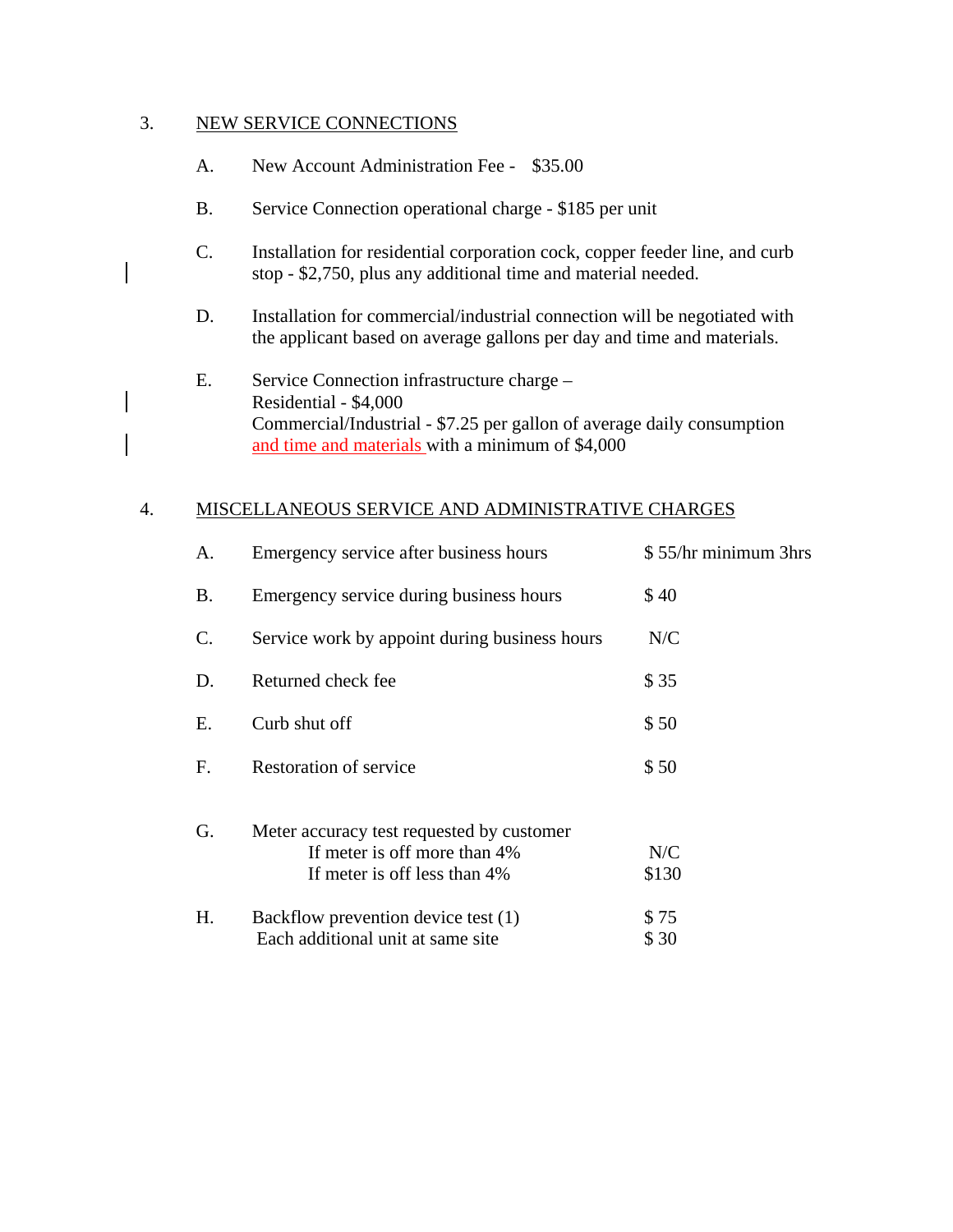3. NEW SERVICE CONNECTIONS

A. New Account Administration Fee - $35.00

B. Service Connection operational charge - $185 per unit

C. Installation for residential corporation cock, copper feeder line, and curb stop - $2,750, plus any additional time and material needed.

D. Installation for commercial/industrial connection will be negotiated with the applicant based on average gallons per day and time and materials.

E. Service Connection infrastructure charge –
Residential - $4,000
Commercial/Industrial - $7.25 per gallon of average daily consumption and time and materials with a minimum of $4,000

4. MISCELLANEOUS SERVICE AND ADMINISTRATIVE CHARGES

| | | |
|---|---|---|
| A. | Emergency service after business hours | $ 55/hr minimum 3hrs |
| B. | Emergency service during business hours | $ 40 |
| C. | Service work by appoint during business hours | N/C |
| D. | Returned check fee | $ 35 |
| E. | Curb shut off | $ 50 |
| F. | Restoration of service | $ 50 |
| G. | Meter accuracy test requested by customer | |
| | If meter is off more than 4% | N/C |
| | If meter is off less than 4% | $130 |
| H. | Backflow prevention device test (1) | $ 75 |
| | Each additional unit at same site | $ 30 |